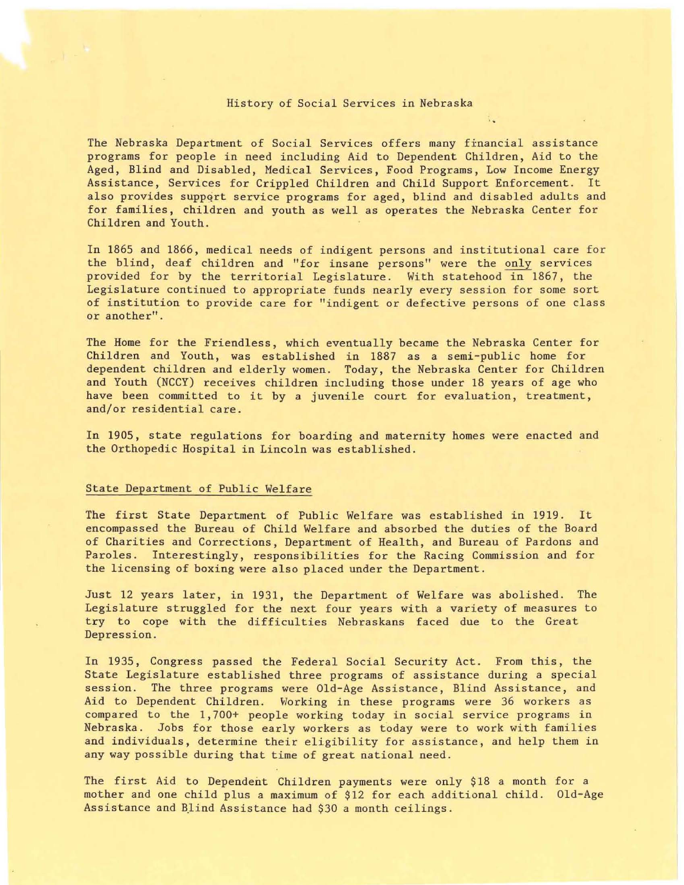# History of Social Services in Nebraska

The Nebraska Department of Social Services offers many financial assistance programs for people in need including Aid to Dependent Children, Aid to the Aged, Blind and Disabled, Medical Services, Food Programs, Low Income Energy Assistance, Services for Crippled Children and Child Support Enforcement. It also provides support service programs for aged, blind and disabled adults and for families, children and youth as well as operates the Nebraska Center for Children and Youth.

In 1865 and 1866, medical needs of indigent persons and institutional care for the blind, deaf children and "for insane persons" were the only services provided for by the territorial Legislature. With statehood in 1867, the Legislature continued to appropriate funds nearly every session for some sort of institution to provide care for "indigent or defective persons of one class or another".

The Home for the Friendless, which eventually became the Nebraska Center for Children and Youth, was established in 1887 as a semi-public home for dependent children and elderly women. Today, the Nebraska Center for Children and Youth (NCCY) receives children including those under 18 years of age who have been committed to it by a juvenile court for evaluation, treatment, and/or residential care.

In 1905, state regulations for boarding and maternity homes were enacted and the Orthopedic Hospital in Lincoln was established.

## State Department of Public Welfare

The first State Department of Public Welfare was established in 1919. It encompassed the Bureau of Child Welfare and absorbed the duties of the Board of Charities and Corrections, Department of Health, and Bureau of Pardons and Paroles. Interestingly, responsibilities for the Racing Commission and for the licensing of boxing were also placed under the Department.

Just 12 years later, in 1931, the Department of Welfare was abolished. The Legislature struggled for the next four years with a variety of measures to try to cope with the difficulties Nebraskans faced due to the Great Depression.

In 1935, Congress passed the Federal Social Security Act. From this, the State Legislature established three programs of assistance during a special session. The three programs were Old-Age Assistance, Blind Assistance, and Aid to Dependent Children. Working in these programs were 36 workers as compared to the 1,700+ people working today in social service programs in Nebraska. Jobs for those early workers as today were to work with families and individuals, determine their eligibility for assistance, and help them in any way possible during that time of great national need.

The first Aid to Dependent Children payments were only $18 a month for a mother and one child plus a maximum of $12 for each additional child. Old-Age Assistance and Blind Assistance had $30 a month ceilings.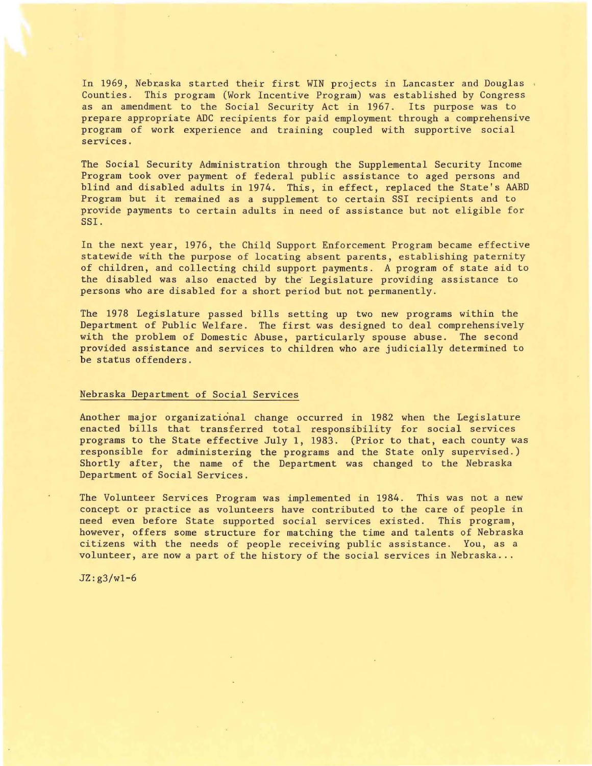In 1969, Nebraska started their first WIN projects in Lancaster and Douglas Counties. This program (Work Incentive Program) was established by Congress as an amendment to the Social Security Act in 1967. Its purpose was to prepare appropriate ADC recipients for paid employment through a comprehensive program of work experience and training coupled with supportive social services.

The Social Security Administration through the Supplemental Security Income Program took over payment of federal public assistance to aged persons and blind and disabled adults in 1974. This, in effect, replaced the State's AABD Program but it remained as a supplement to certain SSI recipients and to provide payments to certain adults in need of assistance but not eligible for SSI.

In the next year, 1976, the Child Support Enforcement Program became effective statewide with the purpose of locating absent parents, establishing paternity of children, and collecting child support payments. A program of state aid to the disabled was also enacted by the Legislature providing assistance to persons who are disabled for a short period but not permanently.

The 1978 Legislature passed bills setting up two new programs within the Department of Public Welfare. The first was designed to deal comprehensively with the problem of Domestic Abuse, particularly spouse abuse. The second provided assistance and services to children who are judicially determined to be status offenders.

## Nebraska Department of Social Services

Another major organizational change occurred in 1982 when the Legislature enacted bills that transferred total responsibility for social services programs to the State effective July 1, 1983. (Prior to that, each county was responsible for administering the programs and the State only supervised.) Shortly after, the name of the Department was changed to the Nebraska Department of Social Services.

The Volunteer Services Program was implemented in 1984. This was not a new concept or practice as volunteers have contributed to the care of people in need even before State supported social services existed. This program, however, offers some structure for matching the time and talents of Nebraska citizens with the needs of people receiving public assistance. You, as a volunteer, are now a part of the history of the social services in Nebraska...

JZ:g3/w1-6